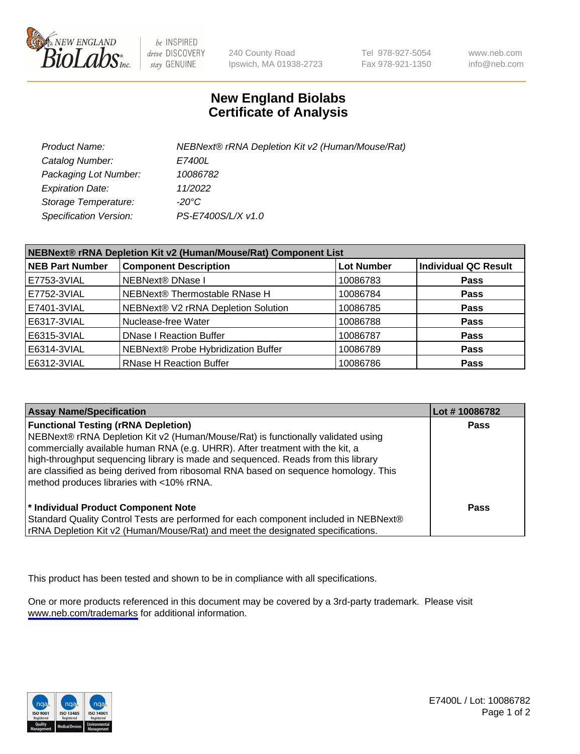New England BioLabs Inc. — be INSPIRED drive DISCOVERY stay GENUINE

240 County Road
Ipswich, MA 01938-2723

Tel 978-927-5054
Fax 978-921-1350

www.neb.com
info@neb.com

# New England Biolabs
# Certificate of Analysis

| | |
|---|---|
| *Product Name:* | *NEBNext® rRNA Depletion Kit v2 (Human/Mouse/Rat)* |
| *Catalog Number:* | *E7400L* |
| *Packaging Lot Number:* | *10086782* |
| *Expiration Date:* | *11/2022* |
| *Storage Temperature:* | *-20°C* |
| *Specification Version:* | *PS-E7400S/L/X v1.0* |

| NEBNext® rRNA Depletion Kit v2 (Human/Mouse/Rat) Component List | | | |
|---|---|---|---|
| **NEB Part Number** | **Component Description** | **Lot Number** | **Individual QC Result** |
| E7753-3VIAL | NEBNext® DNase I | 10086783 | **Pass** |
| E7752-3VIAL | NEBNext® Thermostable RNase H | 10086784 | **Pass** |
| E7401-3VIAL | NEBNext® V2 rRNA Depletion Solution | 10086785 | **Pass** |
| E6317-3VIAL | Nuclease-free Water | 10086788 | **Pass** |
| E6315-3VIAL | DNase I Reaction Buffer | 10086787 | **Pass** |
| E6314-3VIAL | NEBNext® Probe Hybridization Buffer | 10086789 | **Pass** |
| E6312-3VIAL | RNase H Reaction Buffer | 10086786 | **Pass** |

| Assay Name/Specification | Lot # 10086782 |
|---|---|
| **Functional Testing (rRNA Depletion)**<br>NEBNext® rRNA Depletion Kit v2 (Human/Mouse/Rat) is functionally validated using commercially available human RNA (e.g. UHRR). After treatment with the kit, a high-throughput sequencing library is made and sequenced. Reads from this library are classified as being derived from ribosomal RNA based on sequence homology. This method produces libraries with <10% rRNA. | **Pass** |
| **\* Individual Product Component Note**<br>Standard Quality Control Tests are performed for each component included in NEBNext® rRNA Depletion Kit v2 (Human/Mouse/Rat) and meet the designated specifications. | **Pass** |

This product has been tested and shown to be in compliance with all specifications.

One or more products referenced in this document may be covered by a 3rd-party trademark. Please visit www.neb.com/trademarks for additional information.

E7400L / Lot: 10086782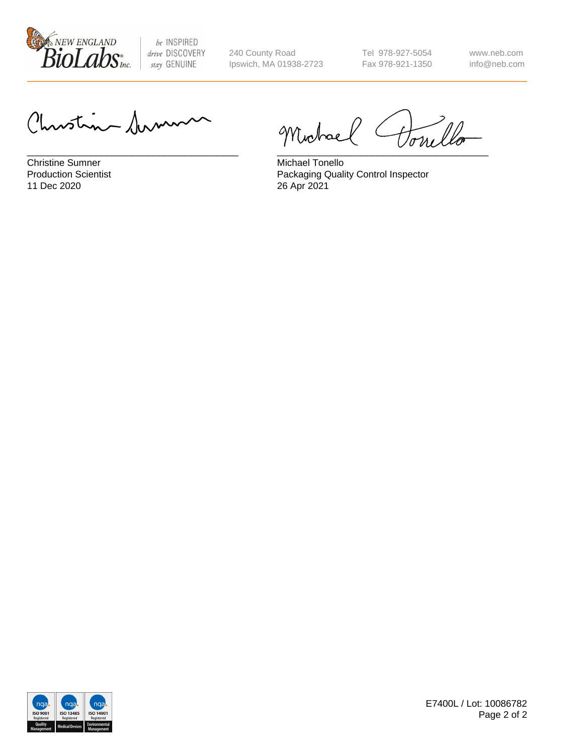Christine Sumner
Production Scientist
11 Dec 2020

Michael Tonello
Packaging Quality Control Inspector
26 Apr 2021

E7400L / Lot: 10086782